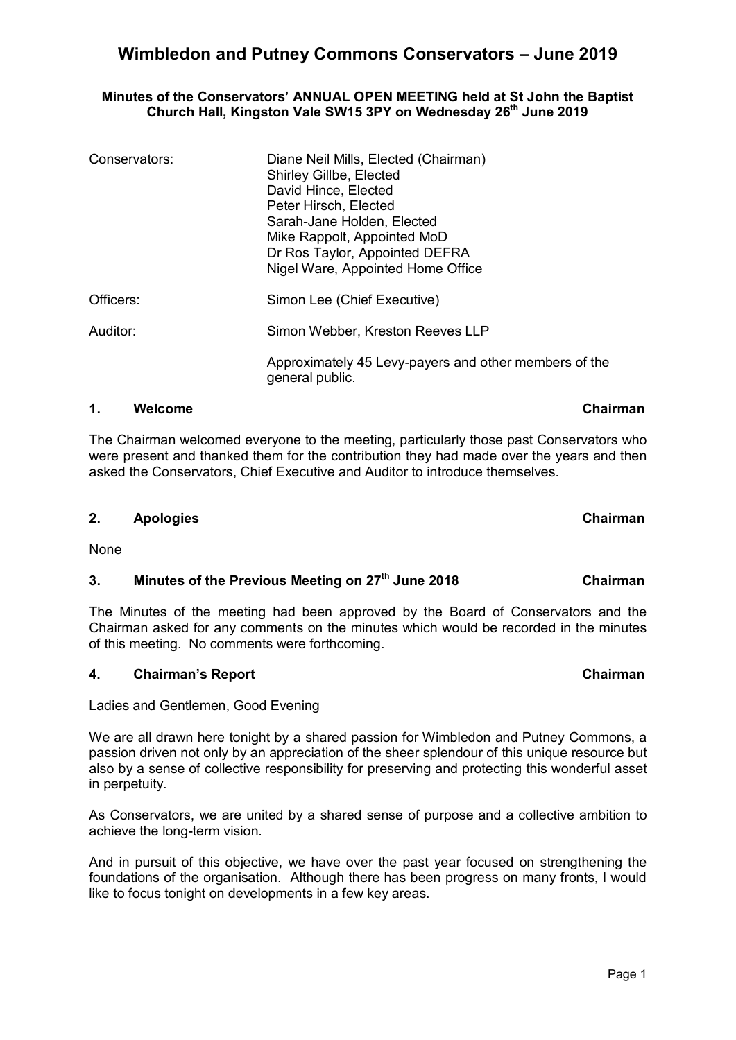# Wimbledon and Putney Commons Conservators – June 2019

**Minutes of the Conservators' ANNUAL OPEN MEETING held at St John the Baptist Church Hall, Kingston Vale SW15 3PY on Wednesday 26th June 2019**

| | |
|---|---|
| Conservators: | Diane Neil Mills, Elected (Chairman)<br>Shirley Gillbe, Elected<br>David Hince, Elected<br>Peter Hirsch, Elected<br>Sarah-Jane Holden, Elected<br>Mike Rappolt, Appointed MoD<br>Dr Ros Taylor, Appointed DEFRA<br>Nigel Ware, Appointed Home Office |
| Officers: | Simon Lee (Chief Executive) |
| Auditor: | Simon Webber, Kreston Reeves LLP |
| | Approximately 45 Levy-payers and other members of the general public. |

## 1. Welcome — Chairman

The Chairman welcomed everyone to the meeting, particularly those past Conservators who were present and thanked them for the contribution they had made over the years and then asked the Conservators, Chief Executive and Auditor to introduce themselves.

## 2. Apologies — Chairman

None

## 3. Minutes of the Previous Meeting on 27th June 2018 — Chairman

The Minutes of the meeting had been approved by the Board of Conservators and the Chairman asked for any comments on the minutes which would be recorded in the minutes of this meeting. No comments were forthcoming.

## 4. Chairman's Report — Chairman

Ladies and Gentlemen, Good Evening

We are all drawn here tonight by a shared passion for Wimbledon and Putney Commons, a passion driven not only by an appreciation of the sheer splendour of this unique resource but also by a sense of collective responsibility for preserving and protecting this wonderful asset in perpetuity.

As Conservators, we are united by a shared sense of purpose and a collective ambition to achieve the long-term vision.

And in pursuit of this objective, we have over the past year focused on strengthening the foundations of the organisation. Although there has been progress on many fronts, I would like to focus tonight on developments in a few key areas.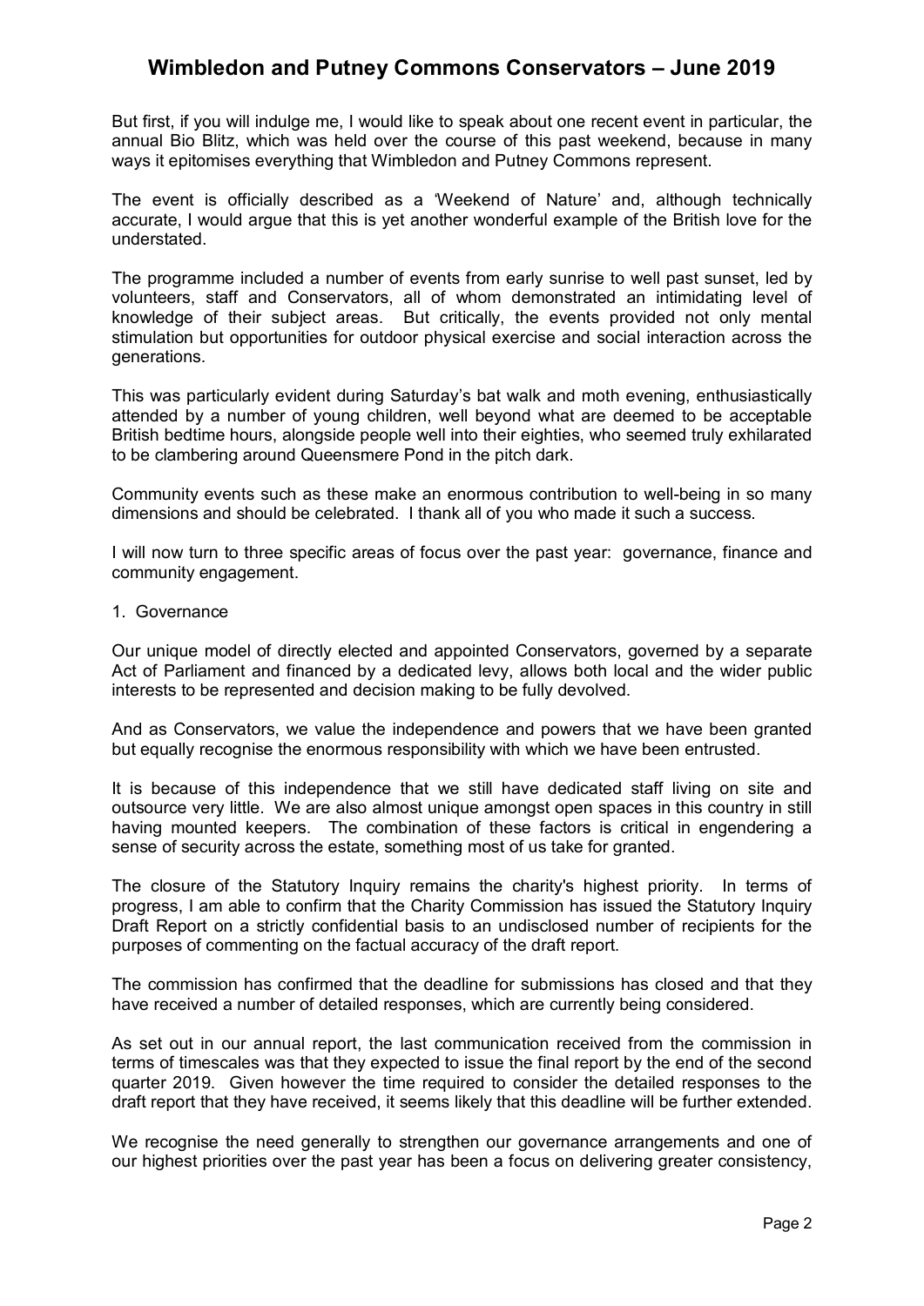But first, if you will indulge me, I would like to speak about one recent event in particular, the annual Bio Blitz, which was held over the course of this past weekend, because in many ways it epitomises everything that Wimbledon and Putney Commons represent.

The event is officially described as a 'Weekend of Nature' and, although technically accurate, I would argue that this is yet another wonderful example of the British love for the understated.

The programme included a number of events from early sunrise to well past sunset, led by volunteers, staff and Conservators, all of whom demonstrated an intimidating level of knowledge of their subject areas. But critically, the events provided not only mental stimulation but opportunities for outdoor physical exercise and social interaction across the generations.

This was particularly evident during Saturday's bat walk and moth evening, enthusiastically attended by a number of young children, well beyond what are deemed to be acceptable British bedtime hours, alongside people well into their eighties, who seemed truly exhilarated to be clambering around Queensmere Pond in the pitch dark.

Community events such as these make an enormous contribution to well-being in so many dimensions and should be celebrated. I thank all of you who made it such a success.

I will now turn to three specific areas of focus over the past year: governance, finance and community engagement.

1. Governance

Our unique model of directly elected and appointed Conservators, governed by a separate Act of Parliament and financed by a dedicated levy, allows both local and the wider public interests to be represented and decision making to be fully devolved.

And as Conservators, we value the independence and powers that we have been granted but equally recognise the enormous responsibility with which we have been entrusted.

It is because of this independence that we still have dedicated staff living on site and outsource very little. We are also almost unique amongst open spaces in this country in still having mounted keepers. The combination of these factors is critical in engendering a sense of security across the estate, something most of us take for granted.

The closure of the Statutory Inquiry remains the charity's highest priority. In terms of progress, I am able to confirm that the Charity Commission has issued the Statutory Inquiry Draft Report on a strictly confidential basis to an undisclosed number of recipients for the purposes of commenting on the factual accuracy of the draft report.

The commission has confirmed that the deadline for submissions has closed and that they have received a number of detailed responses, which are currently being considered.

As set out in our annual report, the last communication received from the commission in terms of timescales was that they expected to issue the final report by the end of the second quarter 2019. Given however the time required to consider the detailed responses to the draft report that they have received, it seems likely that this deadline will be further extended.

We recognise the need generally to strengthen our governance arrangements and one of our highest priorities over the past year has been a focus on delivering greater consistency,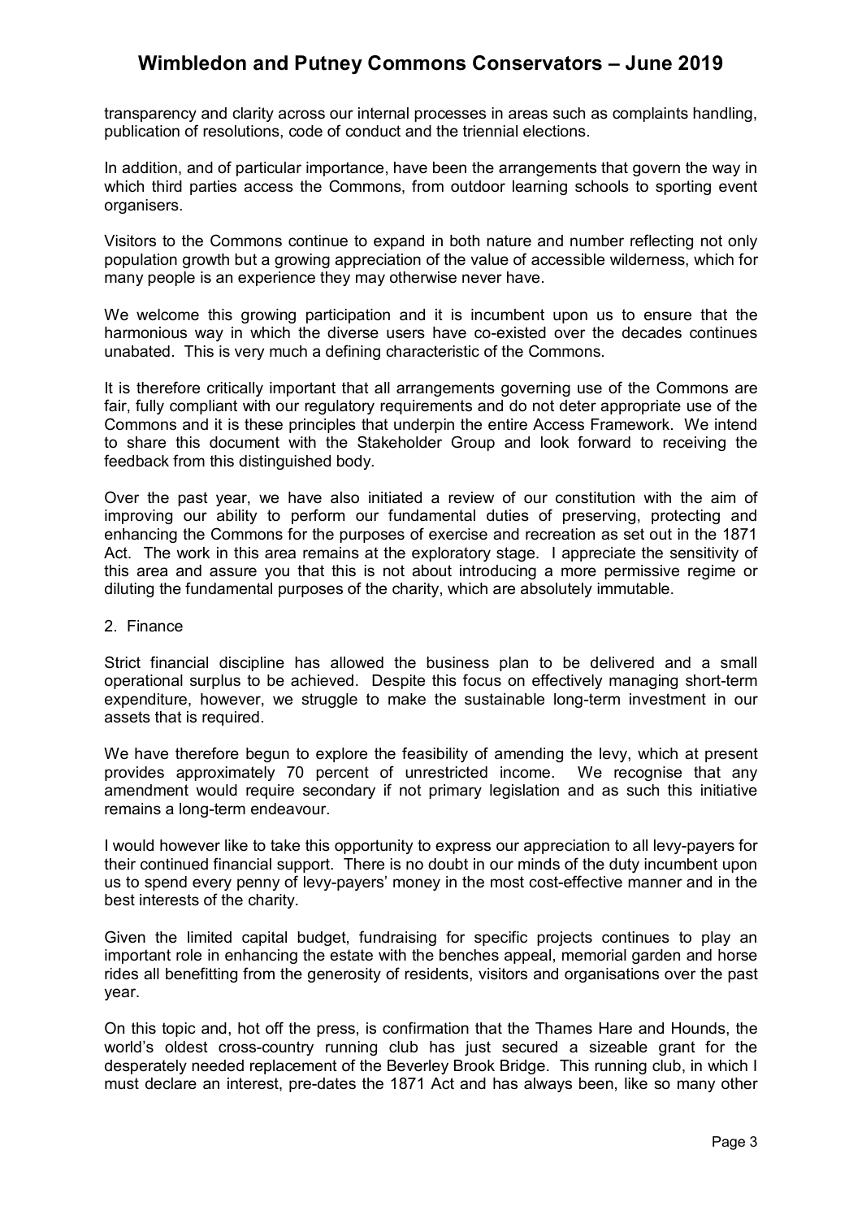transparency and clarity across our internal processes in areas such as complaints handling, publication of resolutions, code of conduct and the triennial elections.

In addition, and of particular importance, have been the arrangements that govern the way in which third parties access the Commons, from outdoor learning schools to sporting event organisers.

Visitors to the Commons continue to expand in both nature and number reflecting not only population growth but a growing appreciation of the value of accessible wilderness, which for many people is an experience they may otherwise never have.

We welcome this growing participation and it is incumbent upon us to ensure that the harmonious way in which the diverse users have co-existed over the decades continues unabated. This is very much a defining characteristic of the Commons.

It is therefore critically important that all arrangements governing use of the Commons are fair, fully compliant with our regulatory requirements and do not deter appropriate use of the Commons and it is these principles that underpin the entire Access Framework. We intend to share this document with the Stakeholder Group and look forward to receiving the feedback from this distinguished body.

Over the past year, we have also initiated a review of our constitution with the aim of improving our ability to perform our fundamental duties of preserving, protecting and enhancing the Commons for the purposes of exercise and recreation as set out in the 1871 Act. The work in this area remains at the exploratory stage. I appreciate the sensitivity of this area and assure you that this is not about introducing a more permissive regime or diluting the fundamental purposes of the charity, which are absolutely immutable.

2. Finance

Strict financial discipline has allowed the business plan to be delivered and a small operational surplus to be achieved. Despite this focus on effectively managing short-term expenditure, however, we struggle to make the sustainable long-term investment in our assets that is required.

We have therefore begun to explore the feasibility of amending the levy, which at present provides approximately 70 percent of unrestricted income. We recognise that any amendment would require secondary if not primary legislation and as such this initiative remains a long-term endeavour.

I would however like to take this opportunity to express our appreciation to all levy-payers for their continued financial support. There is no doubt in our minds of the duty incumbent upon us to spend every penny of levy-payers' money in the most cost-effective manner and in the best interests of the charity.

Given the limited capital budget, fundraising for specific projects continues to play an important role in enhancing the estate with the benches appeal, memorial garden and horse rides all benefitting from the generosity of residents, visitors and organisations over the past year.

On this topic and, hot off the press, is confirmation that the Thames Hare and Hounds, the world's oldest cross-country running club has just secured a sizeable grant for the desperately needed replacement of the Beverley Brook Bridge. This running club, in which I must declare an interest, pre-dates the 1871 Act and has always been, like so many other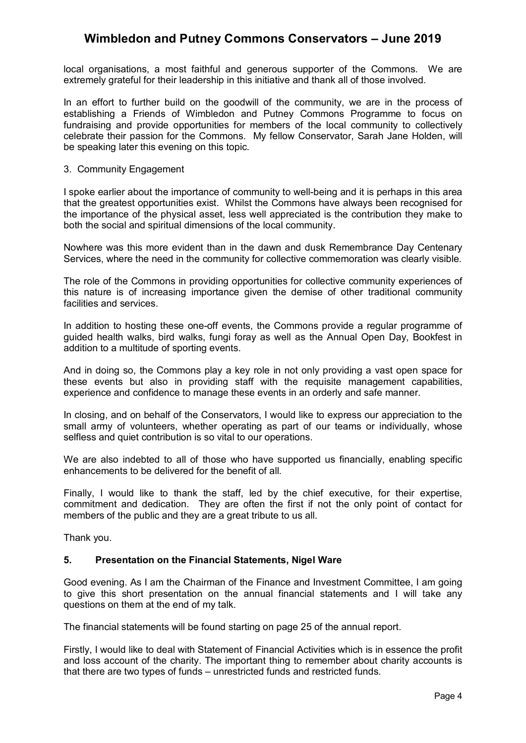local organisations, a most faithful and generous supporter of the Commons. We are extremely grateful for their leadership in this initiative and thank all of those involved.

In an effort to further build on the goodwill of the community, we are in the process of establishing a Friends of Wimbledon and Putney Commons Programme to focus on fundraising and provide opportunities for members of the local community to collectively celebrate their passion for the Commons. My fellow Conservator, Sarah Jane Holden, will be speaking later this evening on this topic.

3. Community Engagement

I spoke earlier about the importance of community to well-being and it is perhaps in this area that the greatest opportunities exist. Whilst the Commons have always been recognised for the importance of the physical asset, less well appreciated is the contribution they make to both the social and spiritual dimensions of the local community.

Nowhere was this more evident than in the dawn and dusk Remembrance Day Centenary Services, where the need in the community for collective commemoration was clearly visible.

The role of the Commons in providing opportunities for collective community experiences of this nature is of increasing importance given the demise of other traditional community facilities and services.

In addition to hosting these one-off events, the Commons provide a regular programme of guided health walks, bird walks, fungi foray as well as the Annual Open Day, Bookfest in addition to a multitude of sporting events.

And in doing so, the Commons play a key role in not only providing a vast open space for these events but also in providing staff with the requisite management capabilities, experience and confidence to manage these events in an orderly and safe manner.

In closing, and on behalf of the Conservators, I would like to express our appreciation to the small army of volunteers, whether operating as part of our teams or individually, whose selfless and quiet contribution is so vital to our operations.

We are also indebted to all of those who have supported us financially, enabling specific enhancements to be delivered for the benefit of all.

Finally, I would like to thank the staff, led by the chief executive, for their expertise, commitment and dedication. They are often the first if not the only point of contact for members of the public and they are a great tribute to us all.

Thank you.

### 5. Presentation on the Financial Statements, Nigel Ware

Good evening. As I am the Chairman of the Finance and Investment Committee, I am going to give this short presentation on the annual financial statements and I will take any questions on them at the end of my talk.

The financial statements will be found starting on page 25 of the annual report.

Firstly, I would like to deal with Statement of Financial Activities which is in essence the profit and loss account of the charity. The important thing to remember about charity accounts is that there are two types of funds – unrestricted funds and restricted funds.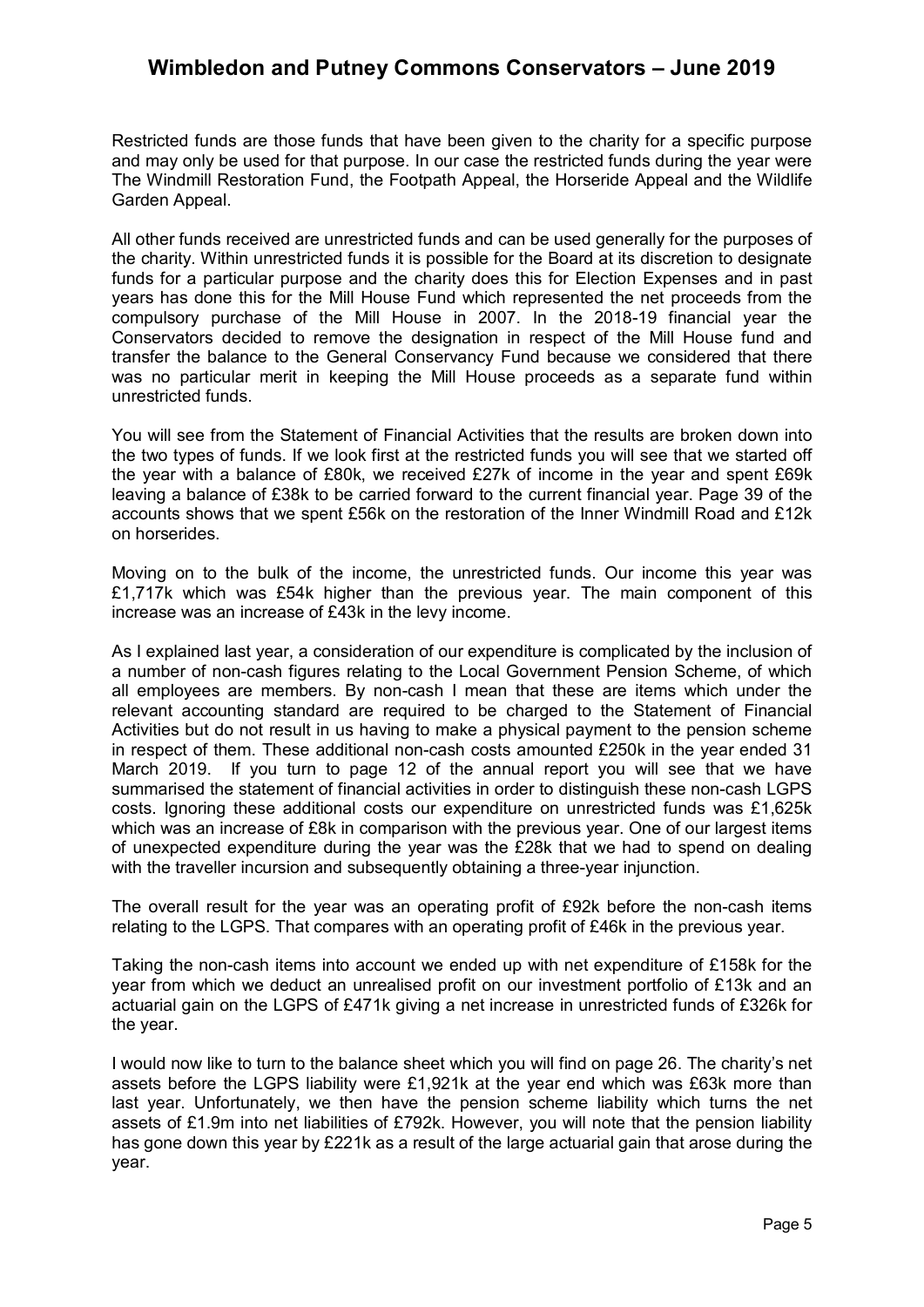Restricted funds are those funds that have been given to the charity for a specific purpose and may only be used for that purpose. In our case the restricted funds during the year were The Windmill Restoration Fund, the Footpath Appeal, the Horseride Appeal and the Wildlife Garden Appeal.

All other funds received are unrestricted funds and can be used generally for the purposes of the charity. Within unrestricted funds it is possible for the Board at its discretion to designate funds for a particular purpose and the charity does this for Election Expenses and in past years has done this for the Mill House Fund which represented the net proceeds from the compulsory purchase of the Mill House in 2007. In the 2018-19 financial year the Conservators decided to remove the designation in respect of the Mill House fund and transfer the balance to the General Conservancy Fund because we considered that there was no particular merit in keeping the Mill House proceeds as a separate fund within unrestricted funds.

You will see from the Statement of Financial Activities that the results are broken down into the two types of funds. If we look first at the restricted funds you will see that we started off the year with a balance of £80k, we received £27k of income in the year and spent £69k leaving a balance of £38k to be carried forward to the current financial year. Page 39 of the accounts shows that we spent £56k on the restoration of the Inner Windmill Road and £12k on horserides.

Moving on to the bulk of the income, the unrestricted funds. Our income this year was £1,717k which was £54k higher than the previous year. The main component of this increase was an increase of £43k in the levy income.

As I explained last year, a consideration of our expenditure is complicated by the inclusion of a number of non-cash figures relating to the Local Government Pension Scheme, of which all employees are members. By non-cash I mean that these are items which under the relevant accounting standard are required to be charged to the Statement of Financial Activities but do not result in us having to make a physical payment to the pension scheme in respect of them. These additional non-cash costs amounted £250k in the year ended 31 March 2019. If you turn to page 12 of the annual report you will see that we have summarised the statement of financial activities in order to distinguish these non-cash LGPS costs. Ignoring these additional costs our expenditure on unrestricted funds was £1,625k which was an increase of £8k in comparison with the previous year. One of our largest items of unexpected expenditure during the year was the £28k that we had to spend on dealing with the traveller incursion and subsequently obtaining a three-year injunction.

The overall result for the year was an operating profit of £92k before the non-cash items relating to the LGPS. That compares with an operating profit of £46k in the previous year.

Taking the non-cash items into account we ended up with net expenditure of £158k for the year from which we deduct an unrealised profit on our investment portfolio of £13k and an actuarial gain on the LGPS of £471k giving a net increase in unrestricted funds of £326k for the year.

I would now like to turn to the balance sheet which you will find on page 26. The charity's net assets before the LGPS liability were £1,921k at the year end which was £63k more than last year. Unfortunately, we then have the pension scheme liability which turns the net assets of £1.9m into net liabilities of £792k. However, you will note that the pension liability has gone down this year by £221k as a result of the large actuarial gain that arose during the year.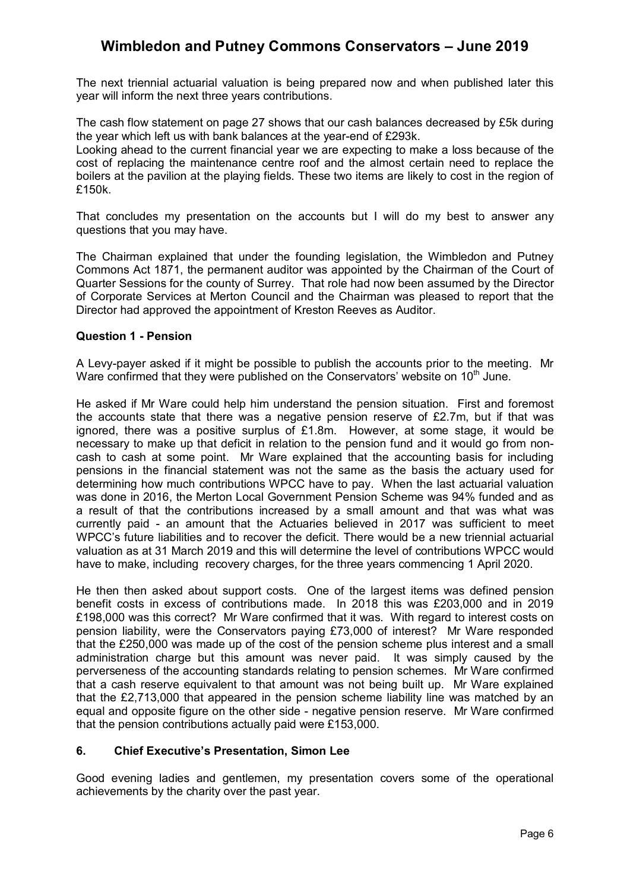The next triennial actuarial valuation is being prepared now and when published later this year will inform the next three years contributions.

The cash flow statement on page 27 shows that our cash balances decreased by £5k during the year which left us with bank balances at the year-end of £293k.

Looking ahead to the current financial year we are expecting to make a loss because of the cost of replacing the maintenance centre roof and the almost certain need to replace the boilers at the pavilion at the playing fields. These two items are likely to cost in the region of £150k.

That concludes my presentation on the accounts but I will do my best to answer any questions that you may have.

The Chairman explained that under the founding legislation, the Wimbledon and Putney Commons Act 1871, the permanent auditor was appointed by the Chairman of the Court of Quarter Sessions for the county of Surrey. That role had now been assumed by the Director of Corporate Services at Merton Council and the Chairman was pleased to report that the Director had approved the appointment of Kreston Reeves as Auditor.

**Question 1 - Pension**

A Levy-payer asked if it might be possible to publish the accounts prior to the meeting. Mr Ware confirmed that they were published on the Conservators' website on 10th June.

He asked if Mr Ware could help him understand the pension situation. First and foremost the accounts state that there was a negative pension reserve of £2.7m, but if that was ignored, there was a positive surplus of £1.8m. However, at some stage, it would be necessary to make up that deficit in relation to the pension fund and it would go from non-cash to cash at some point. Mr Ware explained that the accounting basis for including pensions in the financial statement was not the same as the basis the actuary used for determining how much contributions WPCC have to pay. When the last actuarial valuation was done in 2016, the Merton Local Government Pension Scheme was 94% funded and as a result of that the contributions increased by a small amount and that was what was currently paid - an amount that the Actuaries believed in 2017 was sufficient to meet WPCC's future liabilities and to recover the deficit. There would be a new triennial actuarial valuation as at 31 March 2019 and this will determine the level of contributions WPCC would have to make, including recovery charges, for the three years commencing 1 April 2020.

He then then asked about support costs. One of the largest items was defined pension benefit costs in excess of contributions made. In 2018 this was £203,000 and in 2019 £198,000 was this correct? Mr Ware confirmed that it was. With regard to interest costs on pension liability, were the Conservators paying £73,000 of interest? Mr Ware responded that the £250,000 was made up of the cost of the pension scheme plus interest and a small administration charge but this amount was never paid. It was simply caused by the perverseness of the accounting standards relating to pension schemes. Mr Ware confirmed that a cash reserve equivalent to that amount was not being built up. Mr Ware explained that the £2,713,000 that appeared in the pension scheme liability line was matched by an equal and opposite figure on the other side - negative pension reserve. Mr Ware confirmed that the pension contributions actually paid were £153,000.

## 6. Chief Executive's Presentation, Simon Lee

Good evening ladies and gentlemen, my presentation covers some of the operational achievements by the charity over the past year.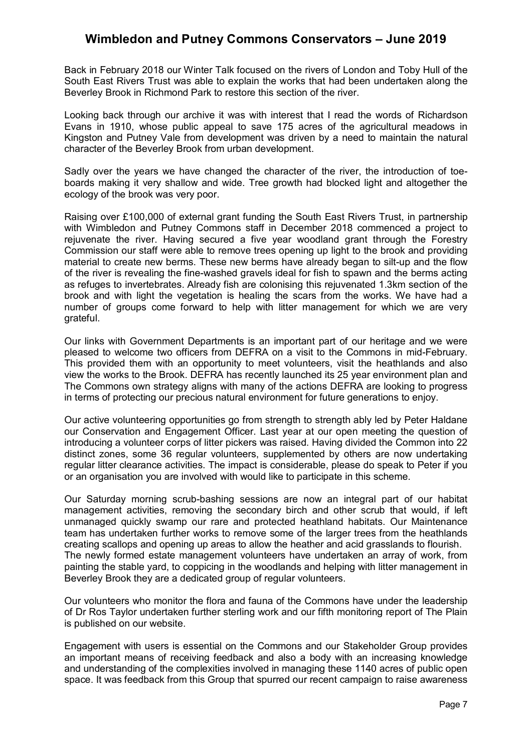Back in February 2018 our Winter Talk focused on the rivers of London and Toby Hull of the South East Rivers Trust was able to explain the works that had been undertaken along the Beverley Brook in Richmond Park to restore this section of the river.

Looking back through our archive it was with interest that I read the words of Richardson Evans in 1910, whose public appeal to save 175 acres of the agricultural meadows in Kingston and Putney Vale from development was driven by a need to maintain the natural character of the Beverley Brook from urban development.

Sadly over the years we have changed the character of the river, the introduction of toe-boards making it very shallow and wide. Tree growth had blocked light and altogether the ecology of the brook was very poor.

Raising over £100,000 of external grant funding the South East Rivers Trust, in partnership with Wimbledon and Putney Commons staff in December 2018 commenced a project to rejuvenate the river. Having secured a five year woodland grant through the Forestry Commission our staff were able to remove trees opening up light to the brook and providing material to create new berms. These new berms have already began to silt-up and the flow of the river is revealing the fine-washed gravels ideal for fish to spawn and the berms acting as refuges to invertebrates. Already fish are colonising this rejuvenated 1.3km section of the brook and with light the vegetation is healing the scars from the works. We have had a number of groups come forward to help with litter management for which we are very grateful.

Our links with Government Departments is an important part of our heritage and we were pleased to welcome two officers from DEFRA on a visit to the Commons in mid-February. This provided them with an opportunity to meet volunteers, visit the heathlands and also view the works to the Brook. DEFRA has recently launched its 25 year environment plan and The Commons own strategy aligns with many of the actions DEFRA are looking to progress in terms of protecting our precious natural environment for future generations to enjoy.

Our active volunteering opportunities go from strength to strength ably led by Peter Haldane our Conservation and Engagement Officer. Last year at our open meeting the question of introducing a volunteer corps of litter pickers was raised. Having divided the Common into 22 distinct zones, some 36 regular volunteers, supplemented by others are now undertaking regular litter clearance activities. The impact is considerable, please do speak to Peter if you or an organisation you are involved with would like to participate in this scheme.

Our Saturday morning scrub-bashing sessions are now an integral part of our habitat management activities, removing the secondary birch and other scrub that would, if left unmanaged quickly swamp our rare and protected heathland habitats. Our Maintenance team has undertaken further works to remove some of the larger trees from the heathlands creating scallops and opening up areas to allow the heather and acid grasslands to flourish. The newly formed estate management volunteers have undertaken an array of work, from painting the stable yard, to coppicing in the woodlands and helping with litter management in Beverley Brook they are a dedicated group of regular volunteers.

Our volunteers who monitor the flora and fauna of the Commons have under the leadership of Dr Ros Taylor undertaken further sterling work and our fifth monitoring report of The Plain is published on our website.

Engagement with users is essential on the Commons and our Stakeholder Group provides an important means of receiving feedback and also a body with an increasing knowledge and understanding of the complexities involved in managing these 1140 acres of public open space. It was feedback from this Group that spurred our recent campaign to raise awareness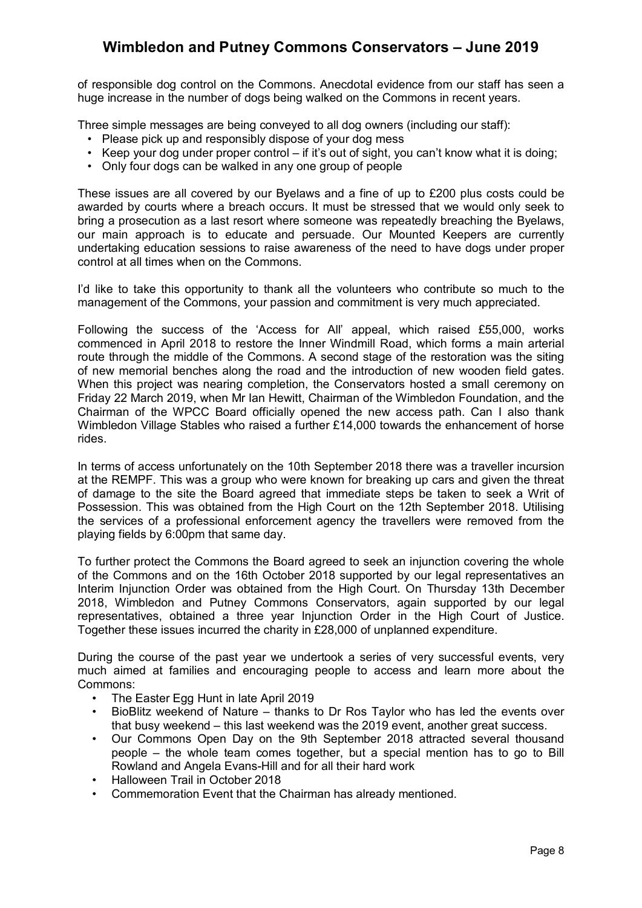of responsible dog control on the Commons. Anecdotal evidence from our staff has seen a huge increase in the number of dogs being walked on the Commons in recent years.

Three simple messages are being conveyed to all dog owners (including our staff):

- Please pick up and responsibly dispose of your dog mess
- Keep your dog under proper control – if it's out of sight, you can't know what it is doing;
- Only four dogs can be walked in any one group of people

These issues are all covered by our Byelaws and a fine of up to £200 plus costs could be awarded by courts where a breach occurs. It must be stressed that we would only seek to bring a prosecution as a last resort where someone was repeatedly breaching the Byelaws, our main approach is to educate and persuade. Our Mounted Keepers are currently undertaking education sessions to raise awareness of the need to have dogs under proper control at all times when on the Commons.

I'd like to take this opportunity to thank all the volunteers who contribute so much to the management of the Commons, your passion and commitment is very much appreciated.

Following the success of the 'Access for All' appeal, which raised £55,000, works commenced in April 2018 to restore the Inner Windmill Road, which forms a main arterial route through the middle of the Commons. A second stage of the restoration was the siting of new memorial benches along the road and the introduction of new wooden field gates. When this project was nearing completion, the Conservators hosted a small ceremony on Friday 22 March 2019, when Mr Ian Hewitt, Chairman of the Wimbledon Foundation, and the Chairman of the WPCC Board officially opened the new access path. Can I also thank Wimbledon Village Stables who raised a further £14,000 towards the enhancement of horse rides.

In terms of access unfortunately on the 10th September 2018 there was a traveller incursion at the REMPF. This was a group who were known for breaking up cars and given the threat of damage to the site the Board agreed that immediate steps be taken to seek a Writ of Possession. This was obtained from the High Court on the 12th September 2018. Utilising the services of a professional enforcement agency the travellers were removed from the playing fields by 6:00pm that same day.

To further protect the Commons the Board agreed to seek an injunction covering the whole of the Commons and on the 16th October 2018 supported by our legal representatives an Interim Injunction Order was obtained from the High Court. On Thursday 13th December 2018, Wimbledon and Putney Commons Conservators, again supported by our legal representatives, obtained a three year Injunction Order in the High Court of Justice. Together these issues incurred the charity in £28,000 of unplanned expenditure.

During the course of the past year we undertook a series of very successful events, very much aimed at families and encouraging people to access and learn more about the Commons:

- The Easter Egg Hunt in late April 2019
- BioBlitz weekend of Nature – thanks to Dr Ros Taylor who has led the events over that busy weekend – this last weekend was the 2019 event, another great success.
- Our Commons Open Day on the 9th September 2018 attracted several thousand people – the whole team comes together, but a special mention has to go to Bill Rowland and Angela Evans-Hill and for all their hard work
- Halloween Trail in October 2018
- Commemoration Event that the Chairman has already mentioned.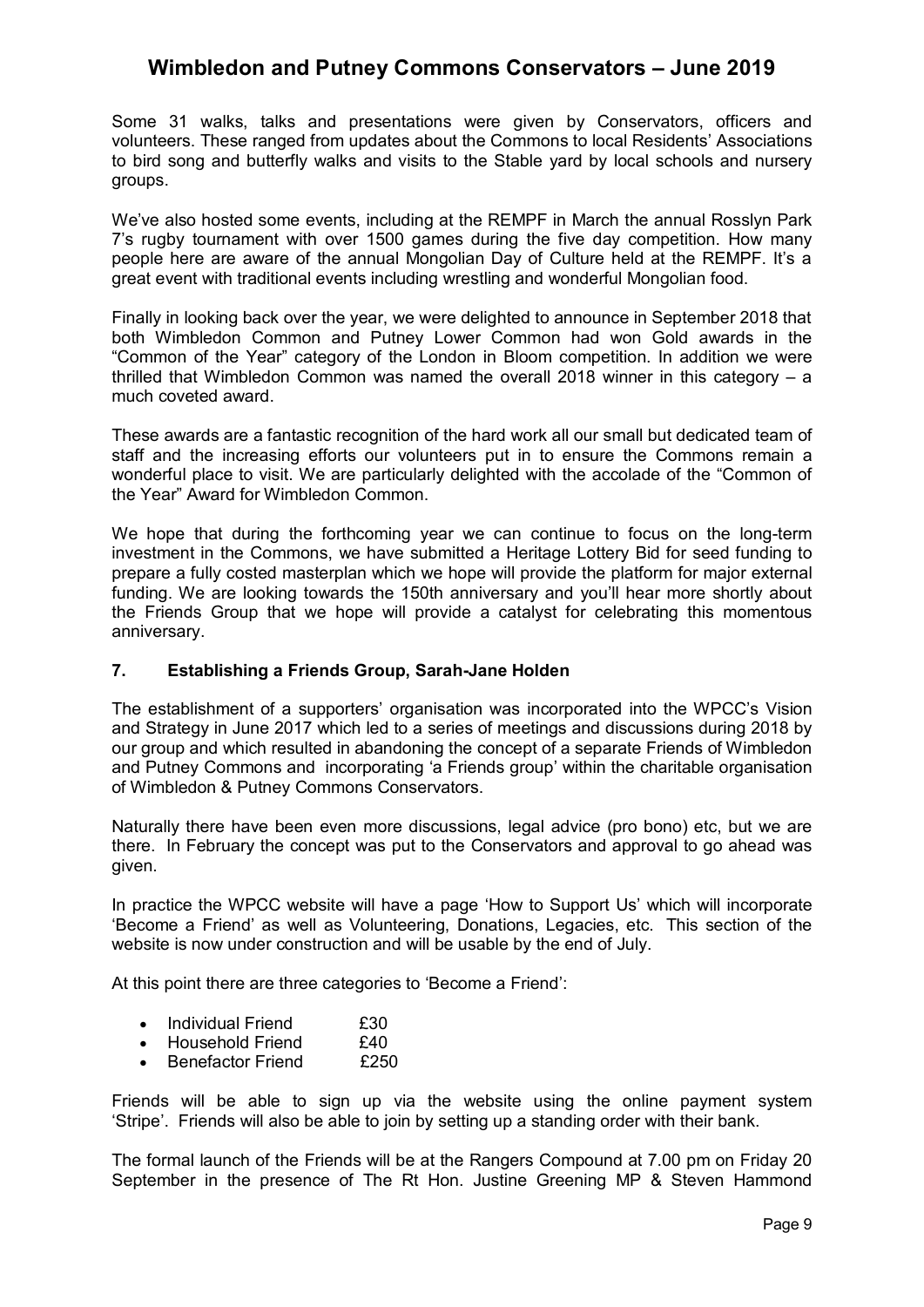Some 31 walks, talks and presentations were given by Conservators, officers and volunteers. These ranged from updates about the Commons to local Residents' Associations to bird song and butterfly walks and visits to the Stable yard by local schools and nursery groups.

We've also hosted some events, including at the REMPF in March the annual Rosslyn Park 7's rugby tournament with over 1500 games during the five day competition. How many people here are aware of the annual Mongolian Day of Culture held at the REMPF. It's a great event with traditional events including wrestling and wonderful Mongolian food.

Finally in looking back over the year, we were delighted to announce in September 2018 that both Wimbledon Common and Putney Lower Common had won Gold awards in the "Common of the Year" category of the London in Bloom competition. In addition we were thrilled that Wimbledon Common was named the overall 2018 winner in this category – a much coveted award.

These awards are a fantastic recognition of the hard work all our small but dedicated team of staff and the increasing efforts our volunteers put in to ensure the Commons remain a wonderful place to visit. We are particularly delighted with the accolade of the "Common of the Year" Award for Wimbledon Common.

We hope that during the forthcoming year we can continue to focus on the long-term investment in the Commons, we have submitted a Heritage Lottery Bid for seed funding to prepare a fully costed masterplan which we hope will provide the platform for major external funding. We are looking towards the 150th anniversary and you'll hear more shortly about the Friends Group that we hope will provide a catalyst for celebrating this momentous anniversary.

### 7. Establishing a Friends Group, Sarah-Jane Holden

The establishment of a supporters' organisation was incorporated into the WPCC's Vision and Strategy in June 2017 which led to a series of meetings and discussions during 2018 by our group and which resulted in abandoning the concept of a separate Friends of Wimbledon and Putney Commons and incorporating 'a Friends group' within the charitable organisation of Wimbledon & Putney Commons Conservators.

Naturally there have been even more discussions, legal advice (pro bono) etc, but we are there. In February the concept was put to the Conservators and approval to go ahead was given.

In practice the WPCC website will have a page 'How to Support Us' which will incorporate 'Become a Friend' as well as Volunteering, Donations, Legacies, etc. This section of the website is now under construction and will be usable by the end of July.

At this point there are three categories to 'Become a Friend':

- Individual Friend £30
- Household Friend £40
- Benefactor Friend £250

Friends will be able to sign up via the website using the online payment system 'Stripe'. Friends will also be able to join by setting up a standing order with their bank.

The formal launch of the Friends will be at the Rangers Compound at 7.00 pm on Friday 20 September in the presence of The Rt Hon. Justine Greening MP & Steven Hammond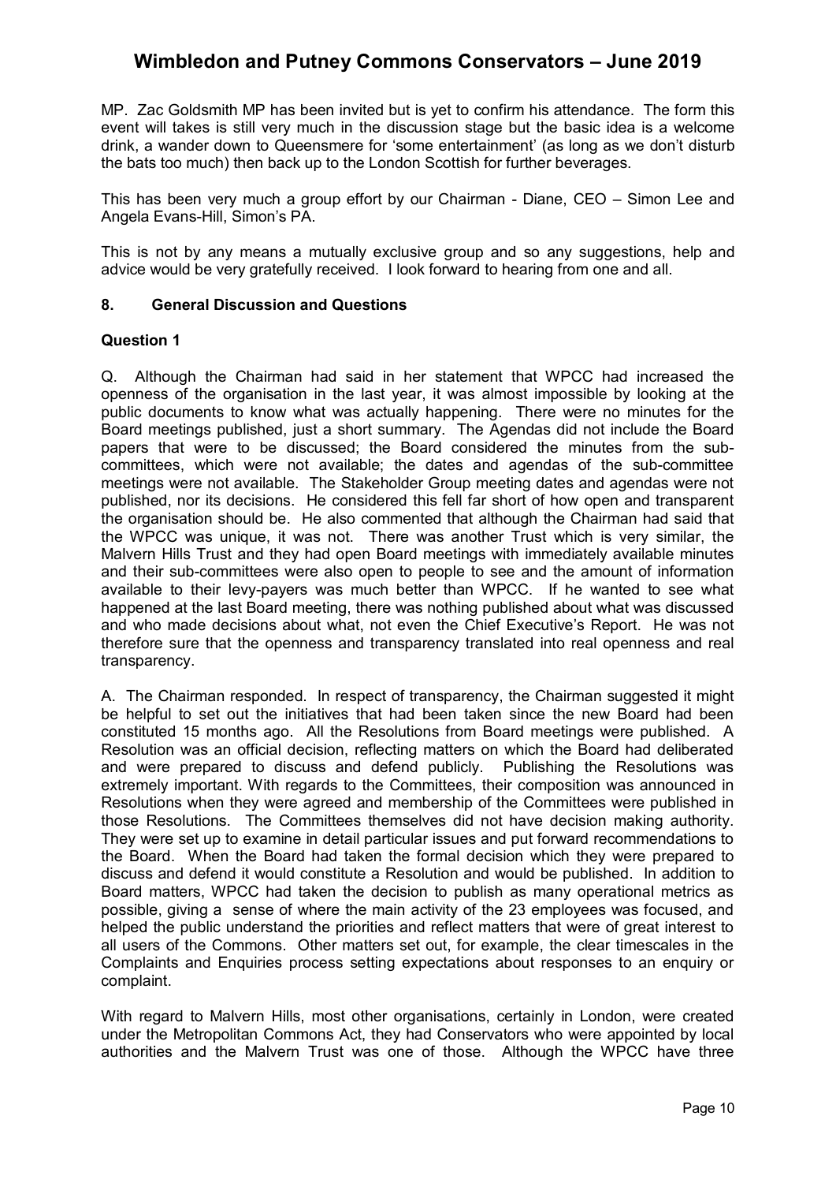MP. Zac Goldsmith MP has been invited but is yet to confirm his attendance. The form this event will takes is still very much in the discussion stage but the basic idea is a welcome drink, a wander down to Queensmere for 'some entertainment' (as long as we don't disturb the bats too much) then back up to the London Scottish for further beverages.

This has been very much a group effort by our Chairman - Diane, CEO – Simon Lee and Angela Evans-Hill, Simon's PA.

This is not by any means a mutually exclusive group and so any suggestions, help and advice would be very gratefully received. I look forward to hearing from one and all.

## 8. General Discussion and Questions

### Question 1

Q. Although the Chairman had said in her statement that WPCC had increased the openness of the organisation in the last year, it was almost impossible by looking at the public documents to know what was actually happening. There were no minutes for the Board meetings published, just a short summary. The Agendas did not include the Board papers that were to be discussed; the Board considered the minutes from the sub-committees, which were not available; the dates and agendas of the sub-committee meetings were not available. The Stakeholder Group meeting dates and agendas were not published, nor its decisions. He considered this fell far short of how open and transparent the organisation should be. He also commented that although the Chairman had said that the WPCC was unique, it was not. There was another Trust which is very similar, the Malvern Hills Trust and they had open Board meetings with immediately available minutes and their sub-committees were also open to people to see and the amount of information available to their levy-payers was much better than WPCC. If he wanted to see what happened at the last Board meeting, there was nothing published about what was discussed and who made decisions about what, not even the Chief Executive's Report. He was not therefore sure that the openness and transparency translated into real openness and real transparency.

A. The Chairman responded. In respect of transparency, the Chairman suggested it might be helpful to set out the initiatives that had been taken since the new Board had been constituted 15 months ago. All the Resolutions from Board meetings were published. A Resolution was an official decision, reflecting matters on which the Board had deliberated and were prepared to discuss and defend publicly. Publishing the Resolutions was extremely important. With regards to the Committees, their composition was announced in Resolutions when they were agreed and membership of the Committees were published in those Resolutions. The Committees themselves did not have decision making authority. They were set up to examine in detail particular issues and put forward recommendations to the Board. When the Board had taken the formal decision which they were prepared to discuss and defend it would constitute a Resolution and would be published. In addition to Board matters, WPCC had taken the decision to publish as many operational metrics as possible, giving a sense of where the main activity of the 23 employees was focused, and helped the public understand the priorities and reflect matters that were of great interest to all users of the Commons. Other matters set out, for example, the clear timescales in the Complaints and Enquiries process setting expectations about responses to an enquiry or complaint.

With regard to Malvern Hills, most other organisations, certainly in London, were created under the Metropolitan Commons Act, they had Conservators who were appointed by local authorities and the Malvern Trust was one of those. Although the WPCC have three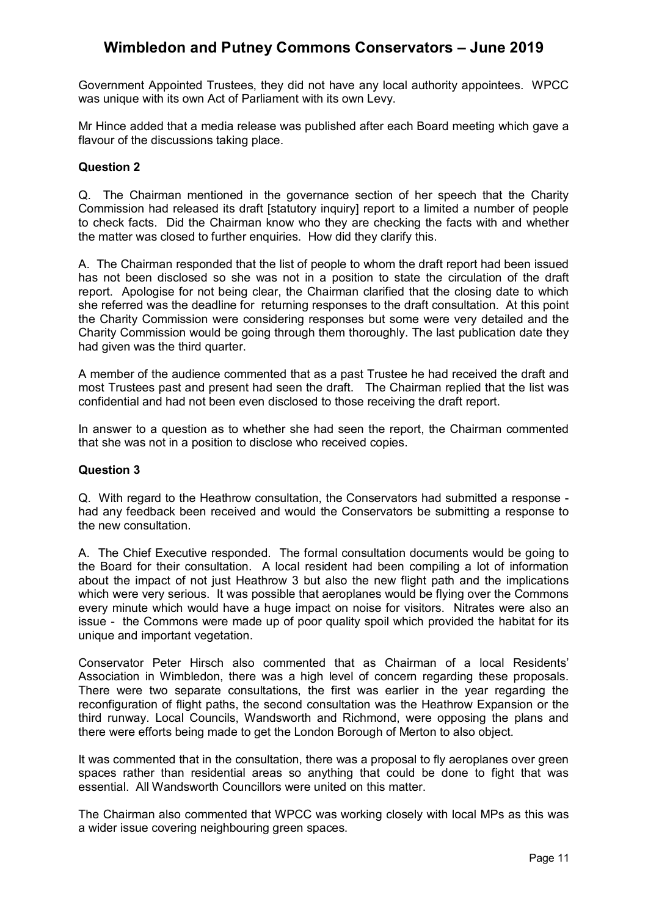Government Appointed Trustees, they did not have any local authority appointees. WPCC was unique with its own Act of Parliament with its own Levy.

Mr Hince added that a media release was published after each Board meeting which gave a flavour of the discussions taking place.

**Question 2**

Q. The Chairman mentioned in the governance section of her speech that the Charity Commission had released its draft [statutory inquiry] report to a limited a number of people to check facts. Did the Chairman know who they are checking the facts with and whether the matter was closed to further enquiries. How did they clarify this.

A. The Chairman responded that the list of people to whom the draft report had been issued has not been disclosed so she was not in a position to state the circulation of the draft report. Apologise for not being clear, the Chairman clarified that the closing date to which she referred was the deadline for returning responses to the draft consultation. At this point the Charity Commission were considering responses but some were very detailed and the Charity Commission would be going through them thoroughly. The last publication date they had given was the third quarter.

A member of the audience commented that as a past Trustee he had received the draft and most Trustees past and present had seen the draft. The Chairman replied that the list was confidential and had not been even disclosed to those receiving the draft report.

In answer to a question as to whether she had seen the report, the Chairman commented that she was not in a position to disclose who received copies.

**Question 3**

Q. With regard to the Heathrow consultation, the Conservators had submitted a response - had any feedback been received and would the Conservators be submitting a response to the new consultation.

A. The Chief Executive responded. The formal consultation documents would be going to the Board for their consultation. A local resident had been compiling a lot of information about the impact of not just Heathrow 3 but also the new flight path and the implications which were very serious. It was possible that aeroplanes would be flying over the Commons every minute which would have a huge impact on noise for visitors. Nitrates were also an issue - the Commons were made up of poor quality spoil which provided the habitat for its unique and important vegetation.

Conservator Peter Hirsch also commented that as Chairman of a local Residents' Association in Wimbledon, there was a high level of concern regarding these proposals. There were two separate consultations, the first was earlier in the year regarding the reconfiguration of flight paths, the second consultation was the Heathrow Expansion or the third runway. Local Councils, Wandsworth and Richmond, were opposing the plans and there were efforts being made to get the London Borough of Merton to also object.

It was commented that in the consultation, there was a proposal to fly aeroplanes over green spaces rather than residential areas so anything that could be done to fight that was essential. All Wandsworth Councillors were united on this matter.

The Chairman also commented that WPCC was working closely with local MPs as this was a wider issue covering neighbouring green spaces.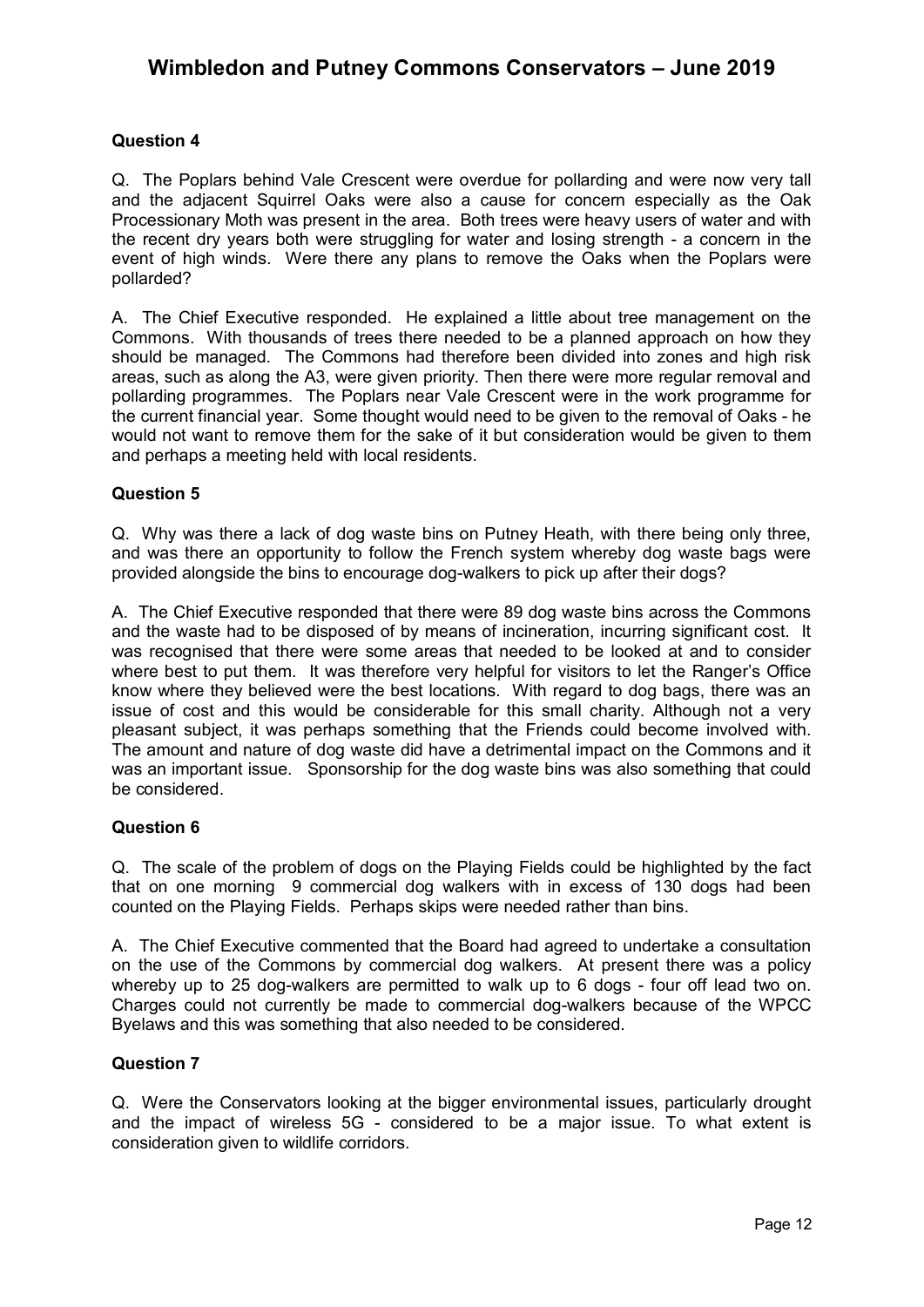### Question 4

Q. The Poplars behind Vale Crescent were overdue for pollarding and were now very tall and the adjacent Squirrel Oaks were also a cause for concern especially as the Oak Processionary Moth was present in the area. Both trees were heavy users of water and with the recent dry years both were struggling for water and losing strength - a concern in the event of high winds. Were there any plans to remove the Oaks when the Poplars were pollarded?

A. The Chief Executive responded. He explained a little about tree management on the Commons. With thousands of trees there needed to be a planned approach on how they should be managed. The Commons had therefore been divided into zones and high risk areas, such as along the A3, were given priority. Then there were more regular removal and pollarding programmes. The Poplars near Vale Crescent were in the work programme for the current financial year. Some thought would need to be given to the removal of Oaks - he would not want to remove them for the sake of it but consideration would be given to them and perhaps a meeting held with local residents.

### Question 5

Q. Why was there a lack of dog waste bins on Putney Heath, with there being only three, and was there an opportunity to follow the French system whereby dog waste bags were provided alongside the bins to encourage dog-walkers to pick up after their dogs?

A. The Chief Executive responded that there were 89 dog waste bins across the Commons and the waste had to be disposed of by means of incineration, incurring significant cost. It was recognised that there were some areas that needed to be looked at and to consider where best to put them. It was therefore very helpful for visitors to let the Ranger's Office know where they believed were the best locations. With regard to dog bags, there was an issue of cost and this would be considerable for this small charity. Although not a very pleasant subject, it was perhaps something that the Friends could become involved with. The amount and nature of dog waste did have a detrimental impact on the Commons and it was an important issue. Sponsorship for the dog waste bins was also something that could be considered.

### Question 6

Q. The scale of the problem of dogs on the Playing Fields could be highlighted by the fact that on one morning 9 commercial dog walkers with in excess of 130 dogs had been counted on the Playing Fields. Perhaps skips were needed rather than bins.

A. The Chief Executive commented that the Board had agreed to undertake a consultation on the use of the Commons by commercial dog walkers. At present there was a policy whereby up to 25 dog-walkers are permitted to walk up to 6 dogs - four off lead two on. Charges could not currently be made to commercial dog-walkers because of the WPCC Byelaws and this was something that also needed to be considered.

### Question 7

Q. Were the Conservators looking at the bigger environmental issues, particularly drought and the impact of wireless 5G - considered to be a major issue. To what extent is consideration given to wildlife corridors.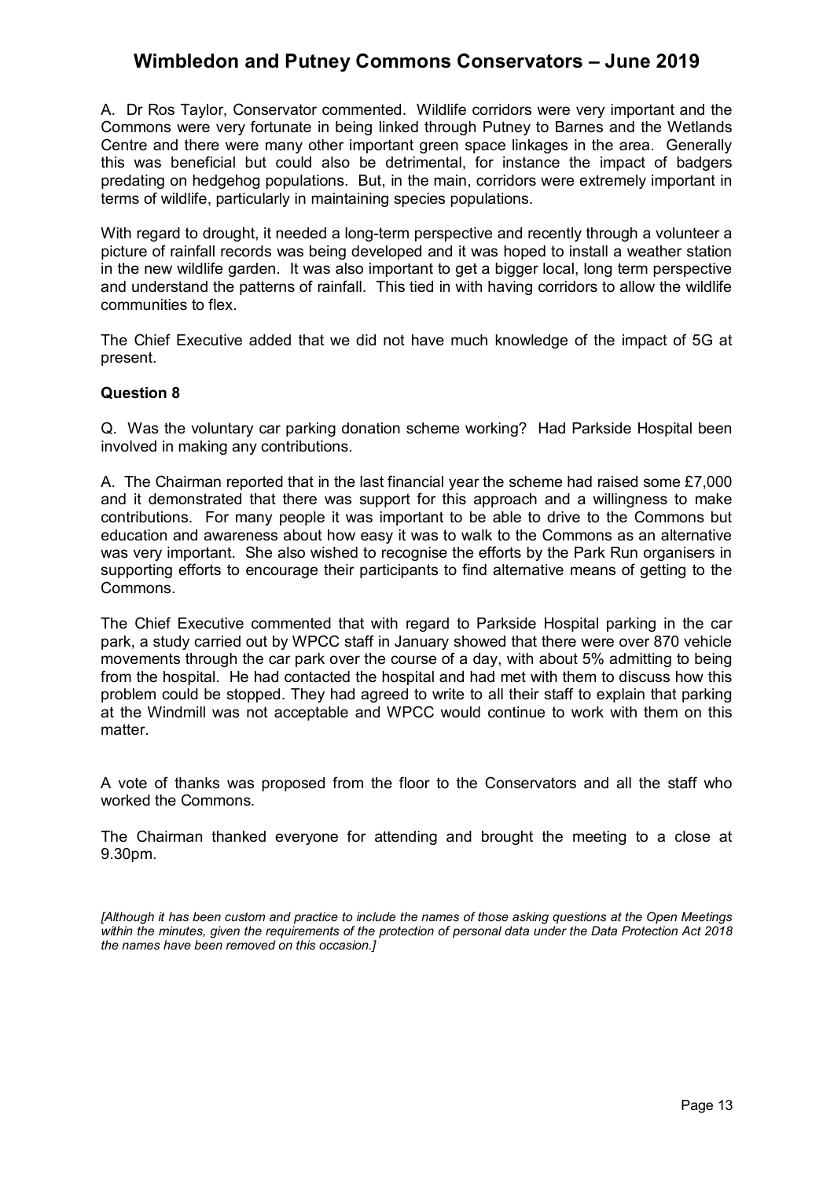A. Dr Ros Taylor, Conservator commented. Wildlife corridors were very important and the Commons were very fortunate in being linked through Putney to Barnes and the Wetlands Centre and there were many other important green space linkages in the area. Generally this was beneficial but could also be detrimental, for instance the impact of badgers predating on hedgehog populations. But, in the main, corridors were extremely important in terms of wildlife, particularly in maintaining species populations.

With regard to drought, it needed a long-term perspective and recently through a volunteer a picture of rainfall records was being developed and it was hoped to install a weather station in the new wildlife garden. It was also important to get a bigger local, long term perspective and understand the patterns of rainfall. This tied in with having corridors to allow the wildlife communities to flex.

The Chief Executive added that we did not have much knowledge of the impact of 5G at present.

**Question 8**

Q. Was the voluntary car parking donation scheme working? Had Parkside Hospital been involved in making any contributions.

A. The Chairman reported that in the last financial year the scheme had raised some £7,000 and it demonstrated that there was support for this approach and a willingness to make contributions. For many people it was important to be able to drive to the Commons but education and awareness about how easy it was to walk to the Commons as an alternative was very important. She also wished to recognise the efforts by the Park Run organisers in supporting efforts to encourage their participants to find alternative means of getting to the Commons.

The Chief Executive commented that with regard to Parkside Hospital parking in the car park, a study carried out by WPCC staff in January showed that there were over 870 vehicle movements through the car park over the course of a day, with about 5% admitting to being from the hospital. He had contacted the hospital and had met with them to discuss how this problem could be stopped. They had agreed to write to all their staff to explain that parking at the Windmill was not acceptable and WPCC would continue to work with them on this matter.

A vote of thanks was proposed from the floor to the Conservators and all the staff who worked the Commons.

The Chairman thanked everyone for attending and brought the meeting to a close at 9.30pm.

*[Although it has been custom and practice to include the names of those asking questions at the Open Meetings within the minutes, given the requirements of the protection of personal data under the Data Protection Act 2018 the names have been removed on this occasion.]*